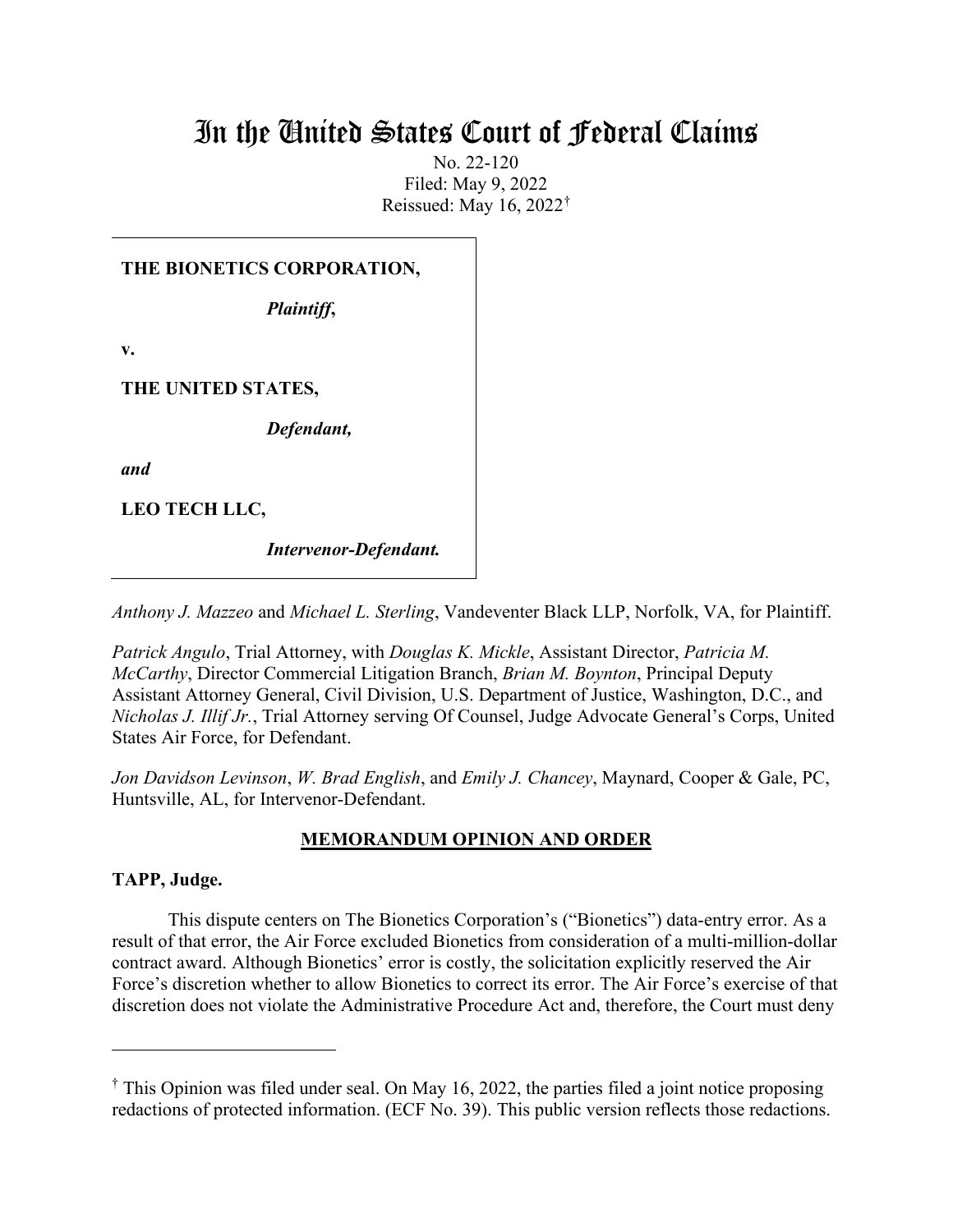# In the United States Court of Federal Claims

No. 22-120
Filed: May 9, 2022
Reissued: May 16, 2022[†]

| |
|---|
| **THE BIONETICS CORPORATION,** |
| ***Plaintiff*,** |
| **v.** |
| **THE UNITED STATES,** |
| ***Defendant,*** |
| ***and*** |
| **LEO TECH LLC,** |
| ***Intervenor-Defendant.*** |

*Anthony J. Mazzeo* and *Michael L. Sterling*, Vandeventer Black LLP, Norfolk, VA, for Plaintiff.

*Patrick Angulo*, Trial Attorney, with *Douglas K. Mickle*, Assistant Director, *Patricia M. McCarthy*, Director Commercial Litigation Branch, *Brian M. Boynton*, Principal Deputy Assistant Attorney General, Civil Division, U.S. Department of Justice, Washington, D.C., and *Nicholas J. Illif Jr.*, Trial Attorney serving Of Counsel, Judge Advocate General's Corps, United States Air Force, for Defendant.

*Jon Davidson Levinson*, *W. Brad English*, and *Emily J. Chancey*, Maynard, Cooper & Gale, PC, Huntsville, AL, for Intervenor-Defendant.

## MEMORANDUM OPINION AND ORDER

**TAPP, Judge.**

This dispute centers on The Bionetics Corporation's ("Bionetics") data-entry error. As a result of that error, the Air Force excluded Bionetics from consideration of a multi-million-dollar contract award. Although Bionetics' error is costly, the solicitation explicitly reserved the Air Force's discretion whether to allow Bionetics to correct its error. The Air Force's exercise of that discretion does not violate the Administrative Procedure Act and, therefore, the Court must deny

---

[†] This Opinion was filed under seal. On May 16, 2022, the parties filed a joint notice proposing redactions of protected information. (ECF No. 39). This public version reflects those redactions.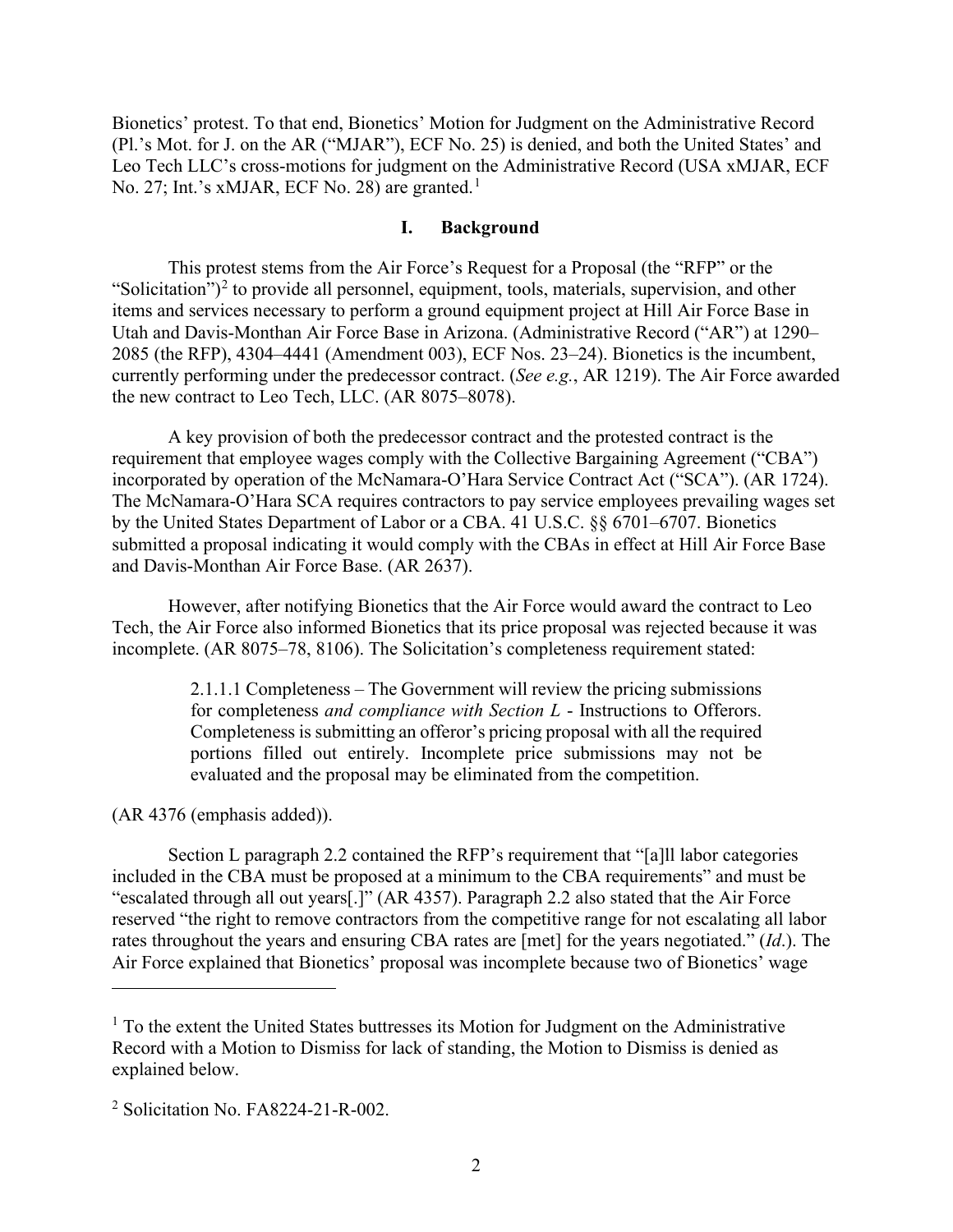Bionetics' protest. To that end, Bionetics' Motion for Judgment on the Administrative Record (Pl.'s Mot. for J. on the AR ("MJAR"), ECF No. 25) is denied, and both the United States' and Leo Tech LLC's cross-motions for judgment on the Administrative Record (USA xMJAR, ECF No. 27; Int.'s xMJAR, ECF No. 28) are granted.[1]

## I. Background

This protest stems from the Air Force's Request for a Proposal (the "RFP" or the "Solicitation")[2] to provide all personnel, equipment, tools, materials, supervision, and other items and services necessary to perform a ground equipment project at Hill Air Force Base in Utah and Davis-Monthan Air Force Base in Arizona. (Administrative Record ("AR") at 1290–2085 (the RFP), 4304–4441 (Amendment 003), ECF Nos. 23–24). Bionetics is the incumbent, currently performing under the predecessor contract. (*See e.g.*, AR 1219). The Air Force awarded the new contract to Leo Tech, LLC. (AR 8075–8078).

A key provision of both the predecessor contract and the protested contract is the requirement that employee wages comply with the Collective Bargaining Agreement ("CBA") incorporated by operation of the McNamara-O'Hara Service Contract Act ("SCA"). (AR 1724). The McNamara-O'Hara SCA requires contractors to pay service employees prevailing wages set by the United States Department of Labor or a CBA. 41 U.S.C. §§ 6701–6707. Bionetics submitted a proposal indicating it would comply with the CBAs in effect at Hill Air Force Base and Davis-Monthan Air Force Base. (AR 2637).

However, after notifying Bionetics that the Air Force would award the contract to Leo Tech, the Air Force also informed Bionetics that its price proposal was rejected because it was incomplete. (AR 8075–78, 8106). The Solicitation's completeness requirement stated:

> 2.1.1.1 Completeness – The Government will review the pricing submissions for completeness *and compliance with Section L* - Instructions to Offerors. Completeness is submitting an offeror's pricing proposal with all the required portions filled out entirely. Incomplete price submissions may not be evaluated and the proposal may be eliminated from the competition.

(AR 4376 (emphasis added)).

Section L paragraph 2.2 contained the RFP's requirement that "[a]ll labor categories included in the CBA must be proposed at a minimum to the CBA requirements" and must be "escalated through all out years[.]" (AR 4357). Paragraph 2.2 also stated that the Air Force reserved "the right to remove contractors from the competitive range for not escalating all labor rates throughout the years and ensuring CBA rates are [met] for the years negotiated." (*Id*.). The Air Force explained that Bionetics' proposal was incomplete because two of Bionetics' wage

---

[1] To the extent the United States buttresses its Motion for Judgment on the Administrative Record with a Motion to Dismiss for lack of standing, the Motion to Dismiss is denied as explained below.

[2] Solicitation No. FA8224-21-R-002.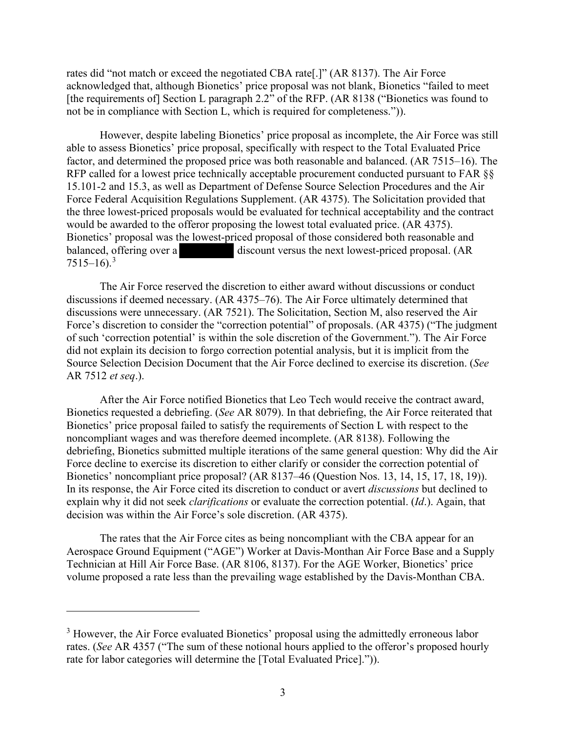rates did "not match or exceed the negotiated CBA rate[.]" (AR 8137). The Air Force acknowledged that, although Bionetics' price proposal was not blank, Bionetics "failed to meet [the requirements of] Section L paragraph 2.2" of the RFP. (AR 8138 ("Bionetics was found to not be in compliance with Section L, which is required for completeness.")).

However, despite labeling Bionetics' price proposal as incomplete, the Air Force was still able to assess Bionetics' price proposal, specifically with respect to the Total Evaluated Price factor, and determined the proposed price was both reasonable and balanced. (AR 7515–16). The RFP called for a lowest price technically acceptable procurement conducted pursuant to FAR §§ 15.101-2 and 15.3, as well as Department of Defense Source Selection Procedures and the Air Force Federal Acquisition Regulations Supplement. (AR 4375). The Solicitation provided that the three lowest-priced proposals would be evaluated for technical acceptability and the contract would be awarded to the offeror proposing the lowest total evaluated price. (AR 4375). Bionetics' proposal was the lowest-priced proposal of those considered both reasonable and balanced, offering over a [REDACTED] discount versus the next lowest-priced proposal. (AR 7515–16).[3]

The Air Force reserved the discretion to either award without discussions or conduct discussions if deemed necessary. (AR 4375–76). The Air Force ultimately determined that discussions were unnecessary. (AR 7521). The Solicitation, Section M, also reserved the Air Force's discretion to consider the "correction potential" of proposals. (AR 4375) ("The judgment of such 'correction potential' is within the sole discretion of the Government."). The Air Force did not explain its decision to forgo correction potential analysis, but it is implicit from the Source Selection Decision Document that the Air Force declined to exercise its discretion. (*See* AR 7512 *et seq*.).

After the Air Force notified Bionetics that Leo Tech would receive the contract award, Bionetics requested a debriefing. (*See* AR 8079). In that debriefing, the Air Force reiterated that Bionetics' price proposal failed to satisfy the requirements of Section L with respect to the noncompliant wages and was therefore deemed incomplete. (AR 8138). Following the debriefing, Bionetics submitted multiple iterations of the same general question: Why did the Air Force decline to exercise its discretion to either clarify or consider the correction potential of Bionetics' noncompliant price proposal? (AR 8137–46 (Question Nos. 13, 14, 15, 17, 18, 19)). In its response, the Air Force cited its discretion to conduct or avert *discussions* but declined to explain why it did not seek *clarifications* or evaluate the correction potential. (*Id*.). Again, that decision was within the Air Force's sole discretion. (AR 4375).

The rates that the Air Force cites as being noncompliant with the CBA appear for an Aerospace Ground Equipment ("AGE") Worker at Davis-Monthan Air Force Base and a Supply Technician at Hill Air Force Base. (AR 8106, 8137). For the AGE Worker, Bionetics' price volume proposed a rate less than the prevailing wage established by the Davis-Monthan CBA.

---

[3] However, the Air Force evaluated Bionetics' proposal using the admittedly erroneous labor rates. (*See* AR 4357 ("The sum of these notional hours applied to the offeror's proposed hourly rate for labor categories will determine the [Total Evaluated Price].")).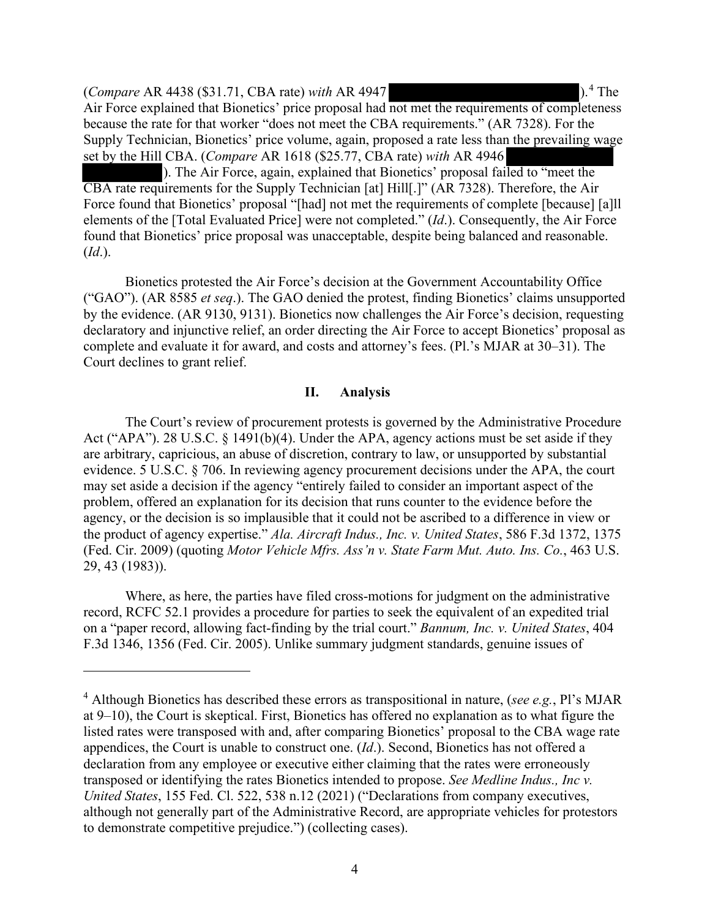(*Compare* AR 4438 ($31.71, CBA rate) *with* AR 4947 ██████████████████).[4] The Air Force explained that Bionetics' price proposal had not met the requirements of completeness because the rate for that worker "does not meet the CBA requirements." (AR 7328). For the Supply Technician, Bionetics' price volume, again, proposed a rate less than the prevailing wage set by the Hill CBA. (*Compare* AR 1618 ($25.77, CBA rate) *with* AR 4946 ██████████████████). The Air Force, again, explained that Bionetics' proposal failed to "meet the CBA rate requirements for the Supply Technician [at] Hill[.]" (AR 7328). Therefore, the Air Force found that Bionetics' proposal "[had] not met the requirements of complete [because] [a]ll elements of the [Total Evaluated Price] were not completed." (*Id*.). Consequently, the Air Force found that Bionetics' price proposal was unacceptable, despite being balanced and reasonable. (*Id*.).

Bionetics protested the Air Force's decision at the Government Accountability Office ("GAO"). (AR 8585 *et seq*.). The GAO denied the protest, finding Bionetics' claims unsupported by the evidence. (AR 9130, 9131). Bionetics now challenges the Air Force's decision, requesting declaratory and injunctive relief, an order directing the Air Force to accept Bionetics' proposal as complete and evaluate it for award, and costs and attorney's fees. (Pl.'s MJAR at 30–31). The Court declines to grant relief.

## II. Analysis

The Court's review of procurement protests is governed by the Administrative Procedure Act ("APA"). 28 U.S.C. § 1491(b)(4). Under the APA, agency actions must be set aside if they are arbitrary, capricious, an abuse of discretion, contrary to law, or unsupported by substantial evidence. 5 U.S.C. § 706. In reviewing agency procurement decisions under the APA, the court may set aside a decision if the agency "entirely failed to consider an important aspect of the problem, offered an explanation for its decision that runs counter to the evidence before the agency, or the decision is so implausible that it could not be ascribed to a difference in view or the product of agency expertise." *Ala. Aircraft Indus., Inc. v. United States*, 586 F.3d 1372, 1375 (Fed. Cir. 2009) (quoting *Motor Vehicle Mfrs. Ass'n v. State Farm Mut. Auto. Ins. Co.*, 463 U.S. 29, 43 (1983)).

Where, as here, the parties have filed cross-motions for judgment on the administrative record, RCFC 52.1 provides a procedure for parties to seek the equivalent of an expedited trial on a "paper record, allowing fact-finding by the trial court." *Bannum, Inc. v. United States*, 404 F.3d 1346, 1356 (Fed. Cir. 2005). Unlike summary judgment standards, genuine issues of

---

[4] Although Bionetics has described these errors as transpositional in nature, (*see e.g.*, Pl's MJAR at 9–10), the Court is skeptical. First, Bionetics has offered no explanation as to what figure the listed rates were transposed with and, after comparing Bionetics' proposal to the CBA wage rate appendices, the Court is unable to construct one. (*Id*.). Second, Bionetics has not offered a declaration from any employee or executive either claiming that the rates were erroneously transposed or identifying the rates Bionetics intended to propose. *See Medline Indus., Inc v. United States*, 155 Fed. Cl. 522, 538 n.12 (2021) ("Declarations from company executives, although not generally part of the Administrative Record, are appropriate vehicles for protestors to demonstrate competitive prejudice.") (collecting cases).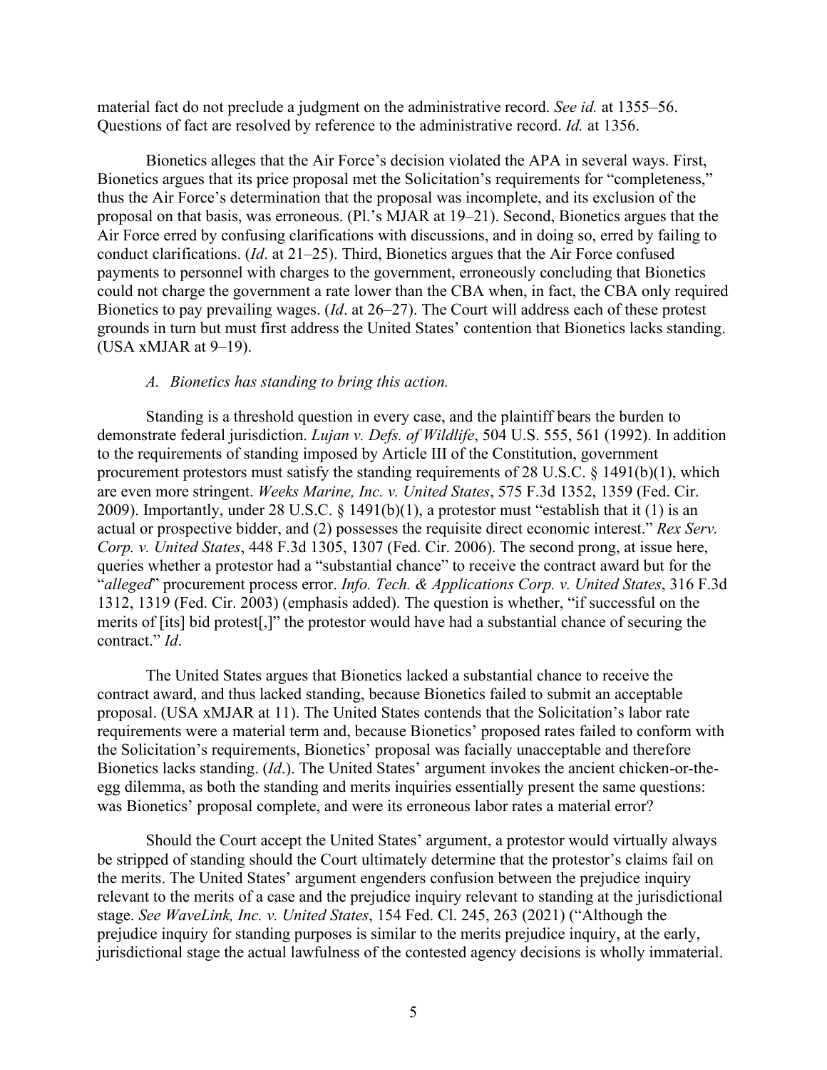material fact do not preclude a judgment on the administrative record. *See id.* at 1355–56. Questions of fact are resolved by reference to the administrative record. *Id.* at 1356.

Bionetics alleges that the Air Force's decision violated the APA in several ways. First, Bionetics argues that its price proposal met the Solicitation's requirements for "completeness," thus the Air Force's determination that the proposal was incomplete, and its exclusion of the proposal on that basis, was erroneous. (Pl.'s MJAR at 19–21). Second, Bionetics argues that the Air Force erred by confusing clarifications with discussions, and in doing so, erred by failing to conduct clarifications. (*Id*. at 21–25). Third, Bionetics argues that the Air Force confused payments to personnel with charges to the government, erroneously concluding that Bionetics could not charge the government a rate lower than the CBA when, in fact, the CBA only required Bionetics to pay prevailing wages. (*Id*. at 26–27). The Court will address each of these protest grounds in turn but must first address the United States' contention that Bionetics lacks standing. (USA xMJAR at 9–19).

### *A. Bionetics has standing to bring this action.*

Standing is a threshold question in every case, and the plaintiff bears the burden to demonstrate federal jurisdiction. *Lujan v. Defs. of Wildlife*, 504 U.S. 555, 561 (1992). In addition to the requirements of standing imposed by Article III of the Constitution, government procurement protestors must satisfy the standing requirements of 28 U.S.C. § 1491(b)(1), which are even more stringent. *Weeks Marine, Inc. v. United States*, 575 F.3d 1352, 1359 (Fed. Cir. 2009). Importantly, under 28 U.S.C. § 1491(b)(1), a protestor must "establish that it (1) is an actual or prospective bidder, and (2) possesses the requisite direct economic interest." *Rex Serv. Corp. v. United States*, 448 F.3d 1305, 1307 (Fed. Cir. 2006). The second prong, at issue here, queries whether a protestor had a "substantial chance" to receive the contract award but for the "*alleged*" procurement process error. *Info. Tech. & Applications Corp. v. United States*, 316 F.3d 1312, 1319 (Fed. Cir. 2003) (emphasis added). The question is whether, "if successful on the merits of [its] bid protest[,]" the protestor would have had a substantial chance of securing the contract." *Id*.

The United States argues that Bionetics lacked a substantial chance to receive the contract award, and thus lacked standing, because Bionetics failed to submit an acceptable proposal. (USA xMJAR at 11). The United States contends that the Solicitation's labor rate requirements were a material term and, because Bionetics' proposed rates failed to conform with the Solicitation's requirements, Bionetics' proposal was facially unacceptable and therefore Bionetics lacks standing. (*Id*.). The United States' argument invokes the ancient chicken-or-the-egg dilemma, as both the standing and merits inquiries essentially present the same questions: was Bionetics' proposal complete, and were its erroneous labor rates a material error?

Should the Court accept the United States' argument, a protestor would virtually always be stripped of standing should the Court ultimately determine that the protestor's claims fail on the merits. The United States' argument engenders confusion between the prejudice inquiry relevant to the merits of a case and the prejudice inquiry relevant to standing at the jurisdictional stage. *See WaveLink, Inc. v. United States*, 154 Fed. Cl. 245, 263 (2021) ("Although the prejudice inquiry for standing purposes is similar to the merits prejudice inquiry, at the early, jurisdictional stage the actual lawfulness of the contested agency decisions is wholly immaterial.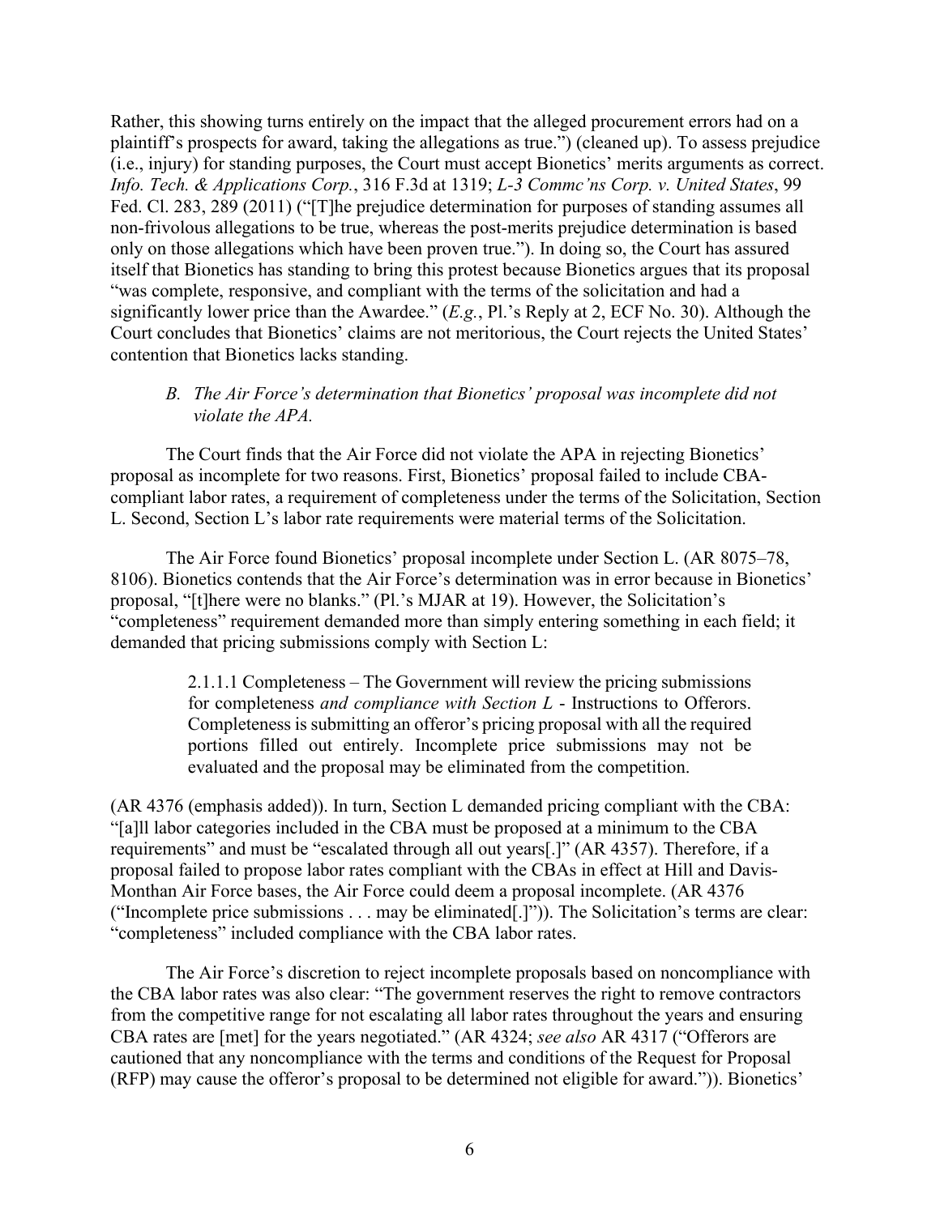Rather, this showing turns entirely on the impact that the alleged procurement errors had on a plaintiff's prospects for award, taking the allegations as true.") (cleaned up). To assess prejudice (i.e., injury) for standing purposes, the Court must accept Bionetics' merits arguments as correct. *Info. Tech. & Applications Corp.*, 316 F.3d at 1319; *L-3 Commc'ns Corp. v. United States*, 99 Fed. Cl. 283, 289 (2011) ("[T]he prejudice determination for purposes of standing assumes all non-frivolous allegations to be true, whereas the post-merits prejudice determination is based only on those allegations which have been proven true."). In doing so, the Court has assured itself that Bionetics has standing to bring this protest because Bionetics argues that its proposal "was complete, responsive, and compliant with the terms of the solicitation and had a significantly lower price than the Awardee." (*E.g.*, Pl.'s Reply at 2, ECF No. 30). Although the Court concludes that Bionetics' claims are not meritorious, the Court rejects the United States' contention that Bionetics lacks standing.

### *B. The Air Force's determination that Bionetics' proposal was incomplete did not violate the APA.*

The Court finds that the Air Force did not violate the APA in rejecting Bionetics' proposal as incomplete for two reasons. First, Bionetics' proposal failed to include CBA-compliant labor rates, a requirement of completeness under the terms of the Solicitation, Section L. Second, Section L's labor rate requirements were material terms of the Solicitation.

The Air Force found Bionetics' proposal incomplete under Section L. (AR 8075–78, 8106). Bionetics contends that the Air Force's determination was in error because in Bionetics' proposal, "[t]here were no blanks." (Pl.'s MJAR at 19). However, the Solicitation's "completeness" requirement demanded more than simply entering something in each field; it demanded that pricing submissions comply with Section L:

> 2.1.1.1 Completeness – The Government will review the pricing submissions for completeness *and compliance with Section L* - Instructions to Offerors. Completeness is submitting an offeror's pricing proposal with all the required portions filled out entirely. Incomplete price submissions may not be evaluated and the proposal may be eliminated from the competition.

(AR 4376 (emphasis added)). In turn, Section L demanded pricing compliant with the CBA: "[a]ll labor categories included in the CBA must be proposed at a minimum to the CBA requirements" and must be "escalated through all out years[.]" (AR 4357). Therefore, if a proposal failed to propose labor rates compliant with the CBAs in effect at Hill and Davis-Monthan Air Force bases, the Air Force could deem a proposal incomplete. (AR 4376 ("Incomplete price submissions . . . may be eliminated[.]")). The Solicitation's terms are clear: "completeness" included compliance with the CBA labor rates.

The Air Force's discretion to reject incomplete proposals based on noncompliance with the CBA labor rates was also clear: "The government reserves the right to remove contractors from the competitive range for not escalating all labor rates throughout the years and ensuring CBA rates are [met] for the years negotiated." (AR 4324; *see also* AR 4317 ("Offerors are cautioned that any noncompliance with the terms and conditions of the Request for Proposal (RFP) may cause the offeror's proposal to be determined not eligible for award.")). Bionetics'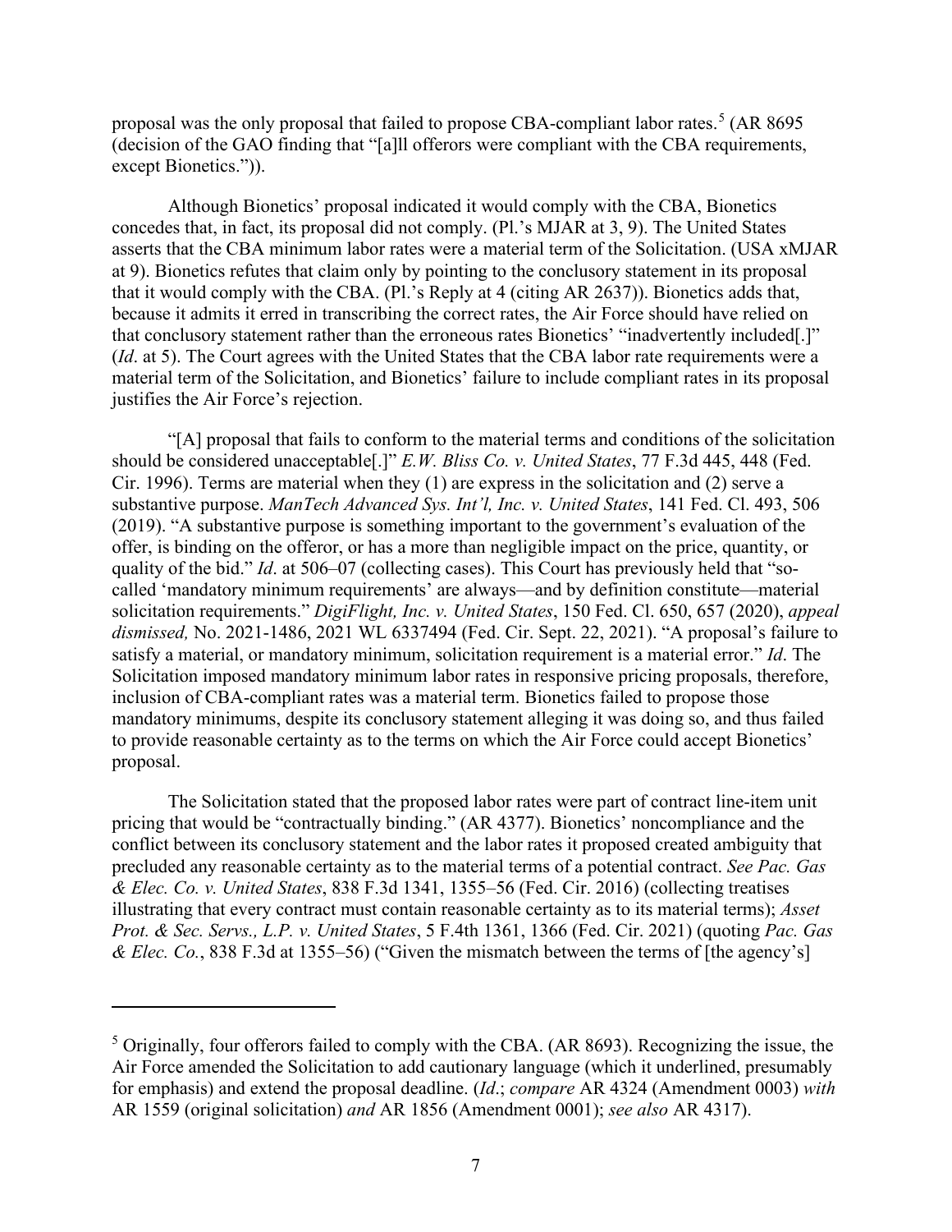proposal was the only proposal that failed to propose CBA-compliant labor rates.[5] (AR 8695 (decision of the GAO finding that "[a]ll offerors were compliant with the CBA requirements, except Bionetics.")).

Although Bionetics' proposal indicated it would comply with the CBA, Bionetics concedes that, in fact, its proposal did not comply. (Pl.'s MJAR at 3, 9). The United States asserts that the CBA minimum labor rates were a material term of the Solicitation. (USA xMJAR at 9). Bionetics refutes that claim only by pointing to the conclusory statement in its proposal that it would comply with the CBA. (Pl.'s Reply at 4 (citing AR 2637)). Bionetics adds that, because it admits it erred in transcribing the correct rates, the Air Force should have relied on that conclusory statement rather than the erroneous rates Bionetics' "inadvertently included[.]" (*Id*. at 5). The Court agrees with the United States that the CBA labor rate requirements were a material term of the Solicitation, and Bionetics' failure to include compliant rates in its proposal justifies the Air Force's rejection.

"[A] proposal that fails to conform to the material terms and conditions of the solicitation should be considered unacceptable[.]" *E.W. Bliss Co. v. United States*, 77 F.3d 445, 448 (Fed. Cir. 1996). Terms are material when they (1) are express in the solicitation and (2) serve a substantive purpose. *ManTech Advanced Sys. Int'l, Inc. v. United States*, 141 Fed. Cl. 493, 506 (2019). "A substantive purpose is something important to the government's evaluation of the offer, is binding on the offeror, or has a more than negligible impact on the price, quantity, or quality of the bid." *Id*. at 506–07 (collecting cases). This Court has previously held that "so-called 'mandatory minimum requirements' are always—and by definition constitute—material solicitation requirements." *DigiFlight, Inc. v. United States*, 150 Fed. Cl. 650, 657 (2020), *appeal dismissed,* No. 2021-1486, 2021 WL 6337494 (Fed. Cir. Sept. 22, 2021). "A proposal's failure to satisfy a material, or mandatory minimum, solicitation requirement is a material error." *Id*. The Solicitation imposed mandatory minimum labor rates in responsive pricing proposals, therefore, inclusion of CBA-compliant rates was a material term. Bionetics failed to propose those mandatory minimums, despite its conclusory statement alleging it was doing so, and thus failed to provide reasonable certainty as to the terms on which the Air Force could accept Bionetics' proposal.

The Solicitation stated that the proposed labor rates were part of contract line-item unit pricing that would be "contractually binding." (AR 4377). Bionetics' noncompliance and the conflict between its conclusory statement and the labor rates it proposed created ambiguity that precluded any reasonable certainty as to the material terms of a potential contract. *See Pac. Gas & Elec. Co. v. United States*, 838 F.3d 1341, 1355–56 (Fed. Cir. 2016) (collecting treatises illustrating that every contract must contain reasonable certainty as to its material terms); *Asset Prot. & Sec. Servs., L.P. v. United States*, 5 F.4th 1361, 1366 (Fed. Cir. 2021) (quoting *Pac. Gas & Elec. Co.*, 838 F.3d at 1355–56) ("Given the mismatch between the terms of [the agency's]

[5] Originally, four offerors failed to comply with the CBA. (AR 8693). Recognizing the issue, the Air Force amended the Solicitation to add cautionary language (which it underlined, presumably for emphasis) and extend the proposal deadline. (*Id*.; *compare* AR 4324 (Amendment 0003) *with* AR 1559 (original solicitation) *and* AR 1856 (Amendment 0001); *see also* AR 4317).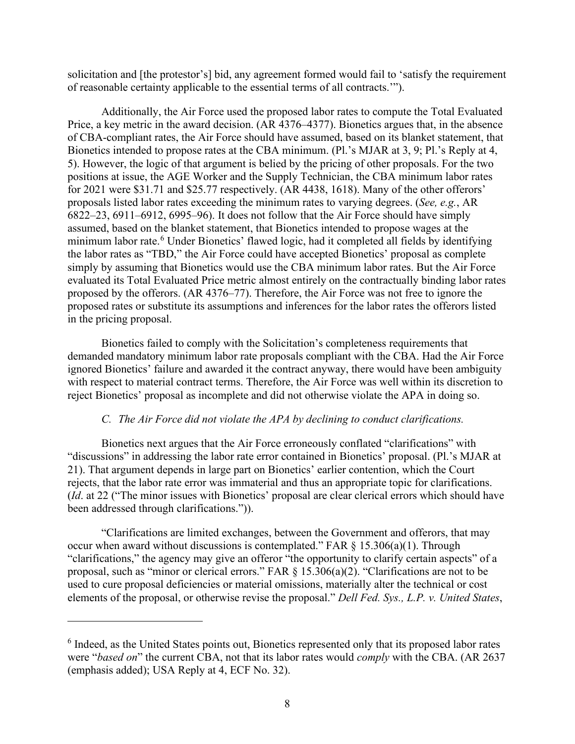solicitation and [the protestor's] bid, any agreement formed would fail to 'satisfy the requirement of reasonable certainty applicable to the essential terms of all contracts.'").

Additionally, the Air Force used the proposed labor rates to compute the Total Evaluated Price, a key metric in the award decision. (AR 4376–4377). Bionetics argues that, in the absence of CBA-compliant rates, the Air Force should have assumed, based on its blanket statement, that Bionetics intended to propose rates at the CBA minimum. (Pl.'s MJAR at 3, 9; Pl.'s Reply at 4, 5). However, the logic of that argument is belied by the pricing of other proposals. For the two positions at issue, the AGE Worker and the Supply Technician, the CBA minimum labor rates for 2021 were $31.71 and $25.77 respectively. (AR 4438, 1618). Many of the other offerors' proposals listed labor rates exceeding the minimum rates to varying degrees. (*See, e.g.*, AR 6822–23, 6911–6912, 6995–96). It does not follow that the Air Force should have simply assumed, based on the blanket statement, that Bionetics intended to propose wages at the minimum labor rate.[6] Under Bionetics' flawed logic, had it completed all fields by identifying the labor rates as "TBD," the Air Force could have accepted Bionetics' proposal as complete simply by assuming that Bionetics would use the CBA minimum labor rates. But the Air Force evaluated its Total Evaluated Price metric almost entirely on the contractually binding labor rates proposed by the offerors. (AR 4376–77). Therefore, the Air Force was not free to ignore the proposed rates or substitute its assumptions and inferences for the labor rates the offerors listed in the pricing proposal.

Bionetics failed to comply with the Solicitation's completeness requirements that demanded mandatory minimum labor rate proposals compliant with the CBA. Had the Air Force ignored Bionetics' failure and awarded it the contract anyway, there would have been ambiguity with respect to material contract terms. Therefore, the Air Force was well within its discretion to reject Bionetics' proposal as incomplete and did not otherwise violate the APA in doing so.

### *C. The Air Force did not violate the APA by declining to conduct clarifications.*

Bionetics next argues that the Air Force erroneously conflated "clarifications" with "discussions" in addressing the labor rate error contained in Bionetics' proposal. (Pl.'s MJAR at 21). That argument depends in large part on Bionetics' earlier contention, which the Court rejects, that the labor rate error was immaterial and thus an appropriate topic for clarifications. (*Id*. at 22 ("The minor issues with Bionetics' proposal are clear clerical errors which should have been addressed through clarifications.")).

"Clarifications are limited exchanges, between the Government and offerors, that may occur when award without discussions is contemplated." FAR § 15.306(a)(1). Through "clarifications," the agency may give an offeror "the opportunity to clarify certain aspects" of a proposal, such as "minor or clerical errors." FAR § 15.306(a)(2). "Clarifications are not to be used to cure proposal deficiencies or material omissions, materially alter the technical or cost elements of the proposal, or otherwise revise the proposal." *Dell Fed. Sys., L.P. v. United States*,

---

[6] Indeed, as the United States points out, Bionetics represented only that its proposed labor rates were "*based on*" the current CBA, not that its labor rates would *comply* with the CBA. (AR 2637 (emphasis added); USA Reply at 4, ECF No. 32).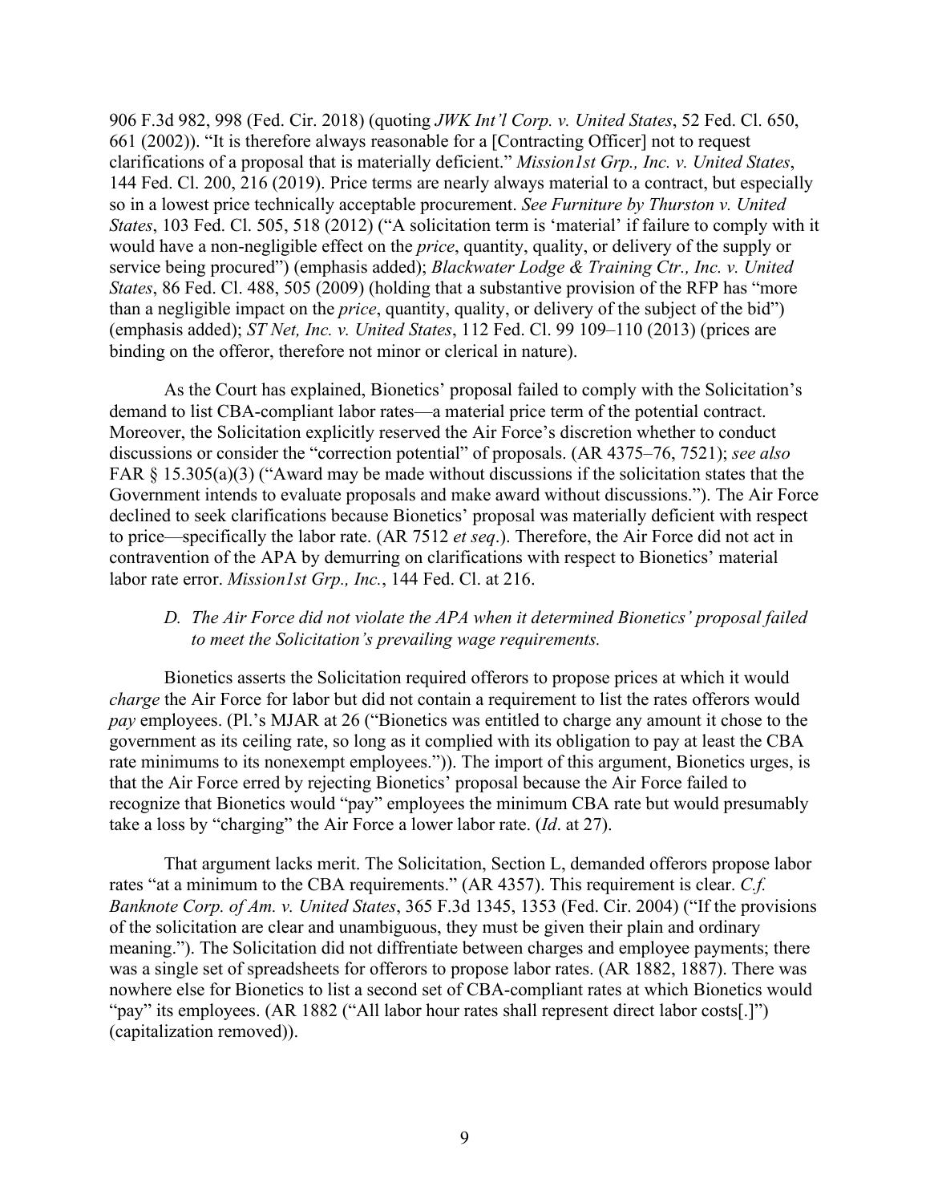906 F.3d 982, 998 (Fed. Cir. 2018) (quoting *JWK Int'l Corp. v. United States*, 52 Fed. Cl. 650, 661 (2002)). "It is therefore always reasonable for a [Contracting Officer] not to request clarifications of a proposal that is materially deficient." *Mission1st Grp., Inc. v. United States*, 144 Fed. Cl. 200, 216 (2019). Price terms are nearly always material to a contract, but especially so in a lowest price technically acceptable procurement. *See Furniture by Thurston v. United States*, 103 Fed. Cl. 505, 518 (2012) ("A solicitation term is 'material' if failure to comply with it would have a non-negligible effect on the *price*, quantity, quality, or delivery of the supply or service being procured") (emphasis added); *Blackwater Lodge & Training Ctr., Inc. v. United States*, 86 Fed. Cl. 488, 505 (2009) (holding that a substantive provision of the RFP has "more than a negligible impact on the *price*, quantity, quality, or delivery of the subject of the bid") (emphasis added); *ST Net, Inc. v. United States*, 112 Fed. Cl. 99 109–110 (2013) (prices are binding on the offeror, therefore not minor or clerical in nature).

As the Court has explained, Bionetics' proposal failed to comply with the Solicitation's demand to list CBA-compliant labor rates—a material price term of the potential contract. Moreover, the Solicitation explicitly reserved the Air Force's discretion whether to conduct discussions or consider the "correction potential" of proposals. (AR 4375–76, 7521); *see also* FAR § 15.305(a)(3) ("Award may be made without discussions if the solicitation states that the Government intends to evaluate proposals and make award without discussions."). The Air Force declined to seek clarifications because Bionetics' proposal was materially deficient with respect to price—specifically the labor rate. (AR 7512 *et seq*.). Therefore, the Air Force did not act in contravention of the APA by demurring on clarifications with respect to Bionetics' material labor rate error. *Mission1st Grp., Inc.*, 144 Fed. Cl. at 216.

### *D. The Air Force did not violate the APA when it determined Bionetics' proposal failed to meet the Solicitation's prevailing wage requirements.*

Bionetics asserts the Solicitation required offerors to propose prices at which it would *charge* the Air Force for labor but did not contain a requirement to list the rates offerors would *pay* employees. (Pl.'s MJAR at 26 ("Bionetics was entitled to charge any amount it chose to the government as its ceiling rate, so long as it complied with its obligation to pay at least the CBA rate minimums to its nonexempt employees.")). The import of this argument, Bionetics urges, is that the Air Force erred by rejecting Bionetics' proposal because the Air Force failed to recognize that Bionetics would "pay" employees the minimum CBA rate but would presumably take a loss by "charging" the Air Force a lower labor rate. (*Id*. at 27).

That argument lacks merit. The Solicitation, Section L, demanded offerors propose labor rates "at a minimum to the CBA requirements." (AR 4357). This requirement is clear. *C.f. Banknote Corp. of Am. v. United States*, 365 F.3d 1345, 1353 (Fed. Cir. 2004) ("If the provisions of the solicitation are clear and unambiguous, they must be given their plain and ordinary meaning."). The Solicitation did not diffrentiate between charges and employee payments; there was a single set of spreadsheets for offerors to propose labor rates. (AR 1882, 1887). There was nowhere else for Bionetics to list a second set of CBA-compliant rates at which Bionetics would "pay" its employees. (AR 1882 ("All labor hour rates shall represent direct labor costs[.]") (capitalization removed)).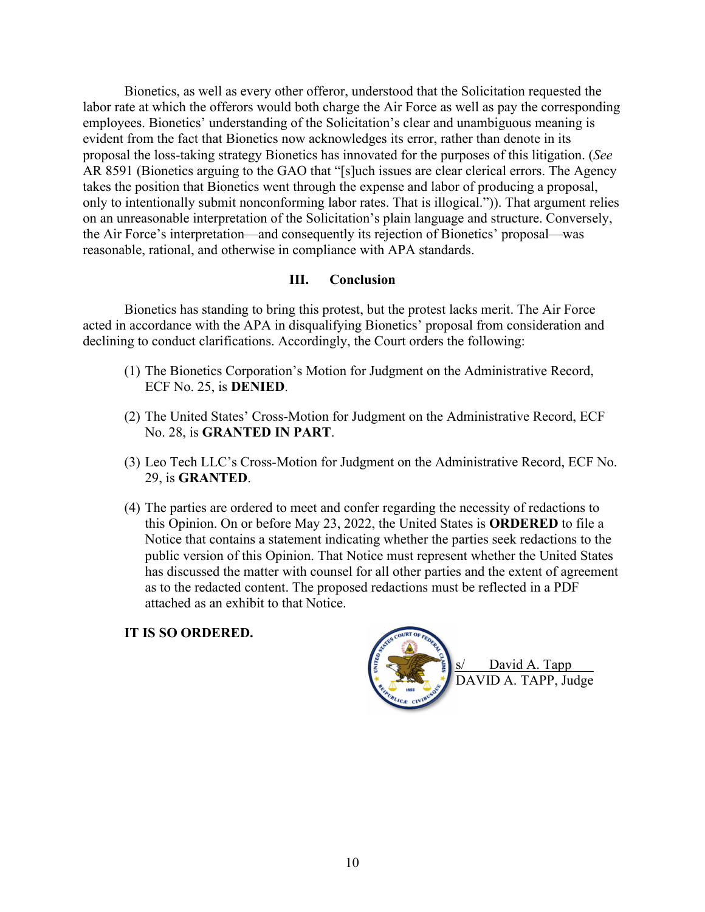Bionetics, as well as every other offeror, understood that the Solicitation requested the labor rate at which the offerors would both charge the Air Force as well as pay the corresponding employees. Bionetics' understanding of the Solicitation's clear and unambiguous meaning is evident from the fact that Bionetics now acknowledges its error, rather than denote in its proposal the loss-taking strategy Bionetics has innovated for the purposes of this litigation. (*See* AR 8591 (Bionetics arguing to the GAO that "[s]uch issues are clear clerical errors. The Agency takes the position that Bionetics went through the expense and labor of producing a proposal, only to intentionally submit nonconforming labor rates. That is illogical.")). That argument relies on an unreasonable interpretation of the Solicitation's plain language and structure. Conversely, the Air Force's interpretation—and consequently its rejection of Bionetics' proposal—was reasonable, rational, and otherwise in compliance with APA standards.

## III. Conclusion

Bionetics has standing to bring this protest, but the protest lacks merit. The Air Force acted in accordance with the APA in disqualifying Bionetics' proposal from consideration and declining to conduct clarifications. Accordingly, the Court orders the following:

(1) The Bionetics Corporation's Motion for Judgment on the Administrative Record, ECF No. 25, is **DENIED**.

(2) The United States' Cross-Motion for Judgment on the Administrative Record, ECF No. 28, is **GRANTED IN PART**.

(3) Leo Tech LLC's Cross-Motion for Judgment on the Administrative Record, ECF No. 29, is **GRANTED**.

(4) The parties are ordered to meet and confer regarding the necessity of redactions to this Opinion. On or before May 23, 2022, the United States is **ORDERED** to file a Notice that contains a statement indicating whether the parties seek redactions to the public version of this Opinion. That Notice must represent whether the United States has discussed the matter with counsel for all other parties and the extent of agreement as to the redacted content. The proposed redactions must be reflected in a PDF attached as an exhibit to that Notice.

**IT IS SO ORDERED.**

s/ David A. Tapp
DAVID A. TAPP, Judge